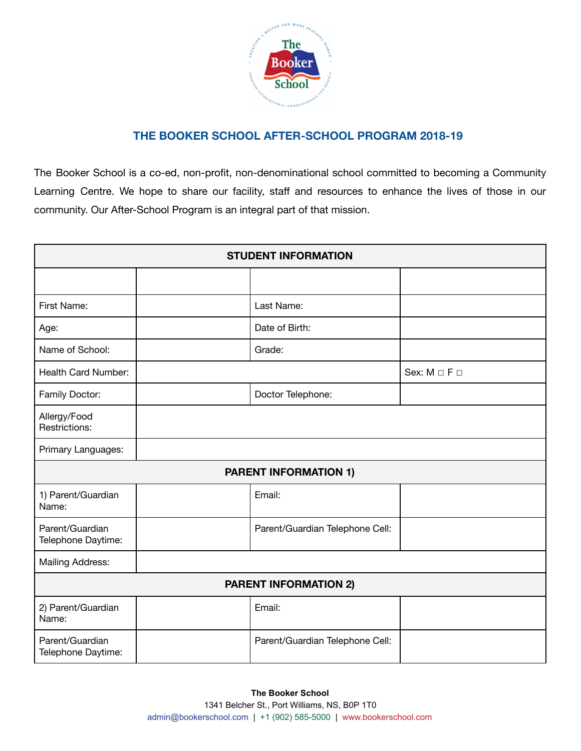## THE BOOKER SCHOOL AFTER-SCHOOL PROGRAM 2018-19

The Booker School is a co-ed, non-profit, non-denominational school committed to becoming a Community Learning Centre. We hope to share our facility, staff and resources to enhance the lives of those in our community. Our After-School Program is an integral part of that mission.

| STUDENT INFORMATION | | | |
|---|---|---|---|
| | | | |
| First Name: | | Last Name: | |
| Age: | | Date of Birth: | |
| Name of School: | | Grade: | |
| Health Card Number: | | | Sex: M □ F □ |
| Family Doctor: | | Doctor Telephone: | |
| Allergy/Food Restrictions: | | | |
| Primary Languages: | | | |
| **PARENT INFORMATION 1)** | | | |
| 1) Parent/Guardian Name: | | Email: | |
| Parent/Guardian Telephone Daytime: | | Parent/Guardian Telephone Cell: | |
| Mailing Address: | | | |
| **PARENT INFORMATION 2)** | | | |
| 2) Parent/Guardian Name: | | Email: | |
| Parent/Guardian Telephone Daytime: | | Parent/Guardian Telephone Cell: | |

**The Booker School**
1341 Belcher St., Port Williams, NS, B0P 1T0
admin@bookerschool.com | +1 (902) 585-5000 | www.bookerschool.com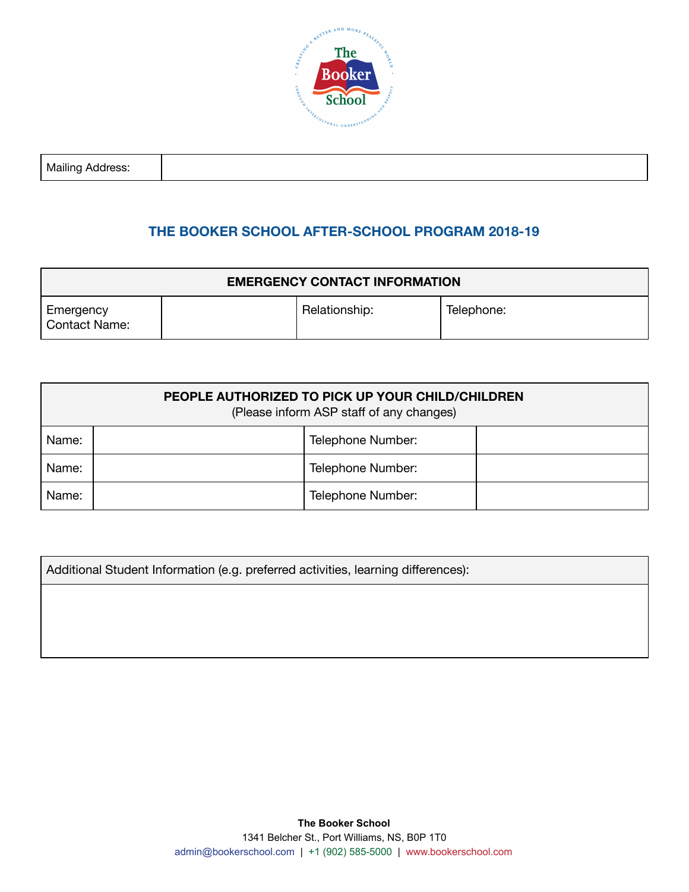| Mailing Address: | |
|---|---|

## THE BOOKER SCHOOL AFTER-SCHOOL PROGRAM 2018-19

| EMERGENCY CONTACT INFORMATION | | | |
|---|---|---|---|
| Emergency Contact Name: | | Relationship: | Telephone: |

| PEOPLE AUTHORIZED TO PICK UP YOUR CHILD/CHILDREN (Please inform ASP staff of any changes) | | | |
|---|---|---|---|
| Name: | | Telephone Number: | |
| Name: | | Telephone Number: | |
| Name: | | Telephone Number: | |

| Additional Student Information (e.g. preferred activities, learning differences): |
|---|
| |

**The Booker School**
1341 Belcher St., Port Williams, NS, B0P 1T0
admin@bookerschool.com | +1 (902) 585-5000 | www.bookerschool.com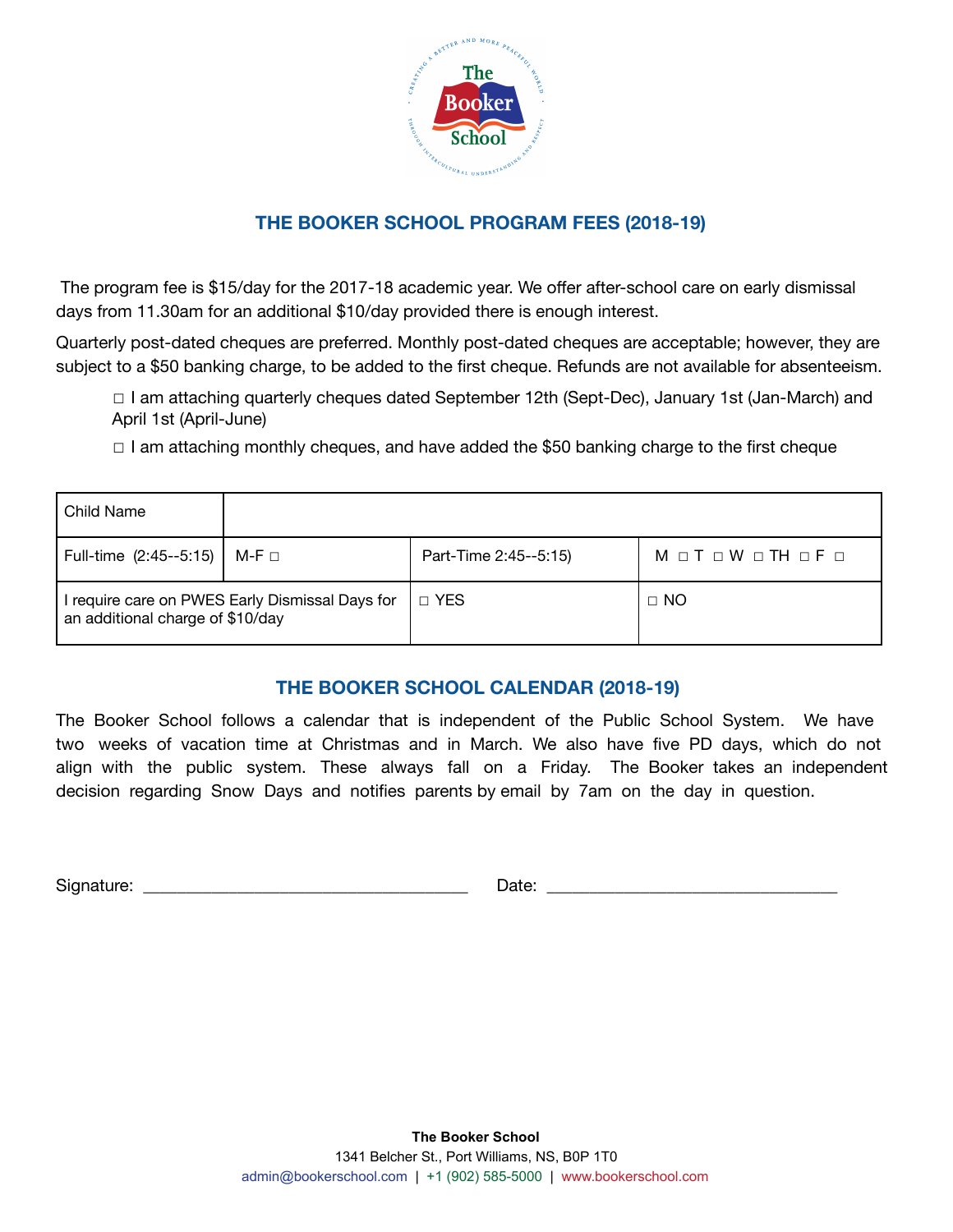## THE BOOKER SCHOOL PROGRAM FEES (2018-19)

The program fee is $15/day for the 2017-18 academic year. We offer after-school care on early dismissal days from 11.30am for an additional $10/day provided there is enough interest.

Quarterly post-dated cheques are preferred. Monthly post-dated cheques are acceptable; however, they are subject to a $50 banking charge, to be added to the first cheque. Refunds are not available for absenteeism.

□ I am attaching quarterly cheques dated September 12th (Sept-Dec), January 1st (Jan-March) and April 1st (April-June)

□ I am attaching monthly cheques, and have added the $50 banking charge to the first cheque

| Child Name | | | |
|---|---|---|---|
| Full-time (2:45--5:15) | M-F □ | Part-Time 2:45--5:15) | M □ T □ W □ TH □ F □ |
| I require care on PWES Early Dismissal Days for an additional charge of $10/day | | □ YES | □ NO |

## THE BOOKER SCHOOL CALENDAR (2018-19)

The Booker School follows a calendar that is independent of the Public School System. We have two weeks of vacation time at Christmas and in March. We also have five PD days, which do not align with the public system. These always fall on a Friday. The Booker takes an independent decision regarding Snow Days and notifies parents by email by 7am on the day in question.

Signature: ____________________________________ Date: ________________________________

**The Booker School**
1341 Belcher St., Port Williams, NS, B0P 1T0
admin@bookerschool.com | +1 (902) 585-5000 | www.bookerschool.com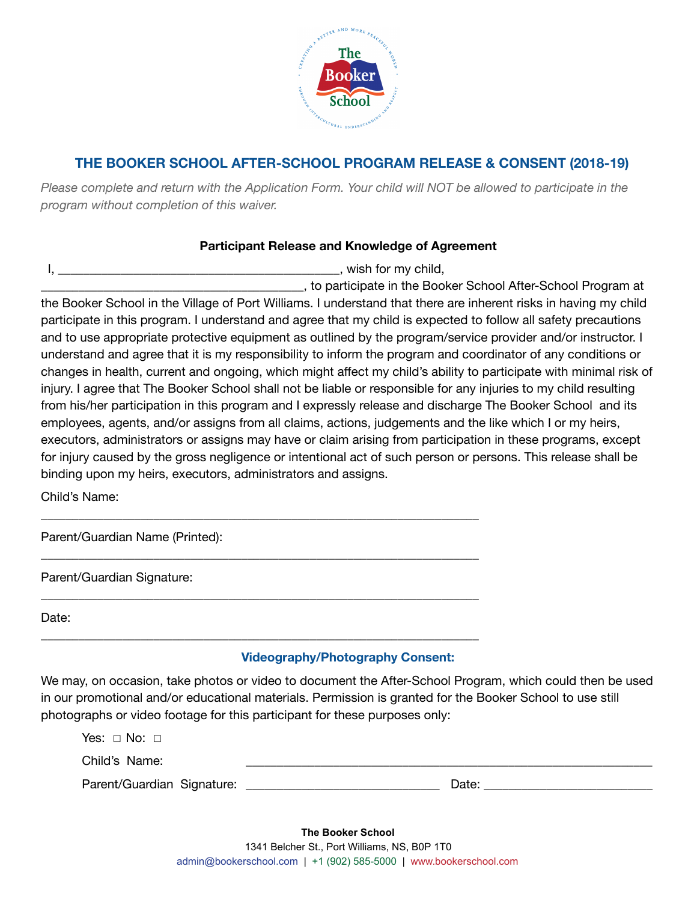## THE BOOKER SCHOOL AFTER-SCHOOL PROGRAM RELEASE & CONSENT (2018-19)

*Please complete and return with the Application Form. Your child will NOT be allowed to participate in the program without completion of this waiver.*

**Participant Release and Knowledge of Agreement**

I, ___________________________________________, wish for my child, ________________________________________, to participate in the Booker School After-School Program at the Booker School in the Village of Port Williams. I understand that there are inherent risks in having my child participate in this program. I understand and agree that my child is expected to follow all safety precautions and to use appropriate protective equipment as outlined by the program/service provider and/or instructor. I understand and agree that it is my responsibility to inform the program and coordinator of any conditions or changes in health, current and ongoing, which might affect my child's ability to participate with minimal risk of injury. I agree that The Booker School shall not be liable or responsible for any injuries to my child resulting from his/her participation in this program and I expressly release and discharge The Booker School and its employees, agents, and/or assigns from all claims, actions, judgements and the like which I or my heirs, executors, administrators or assigns may have or claim arising from participation in these programs, except for injury caused by the gross negligence or intentional act of such person or persons. This release shall be binding upon my heirs, executors, administrators and assigns.

Child's Name:

_____________________________________________________________________

Parent/Guardian Name (Printed):

_____________________________________________________________________

Parent/Guardian Signature:

_____________________________________________________________________

Date:

_____________________________________________________________________

### Videography/Photography Consent:

We may, on occasion, take photos or video to document the After-School Program, which could then be used in our promotional and/or educational materials. Permission is granted for the Booker School to use still photographs or video footage for this participant for these purposes only:

Yes: □ No: □

Child's Name: _______________________________________________________________

Parent/Guardian Signature: ______________________________ Date: __________________________

**The Booker School**
1341 Belcher St., Port Williams, NS, B0P 1T0
admin@bookerschool.com | +1 (902) 585-5000 | www.bookerschool.com